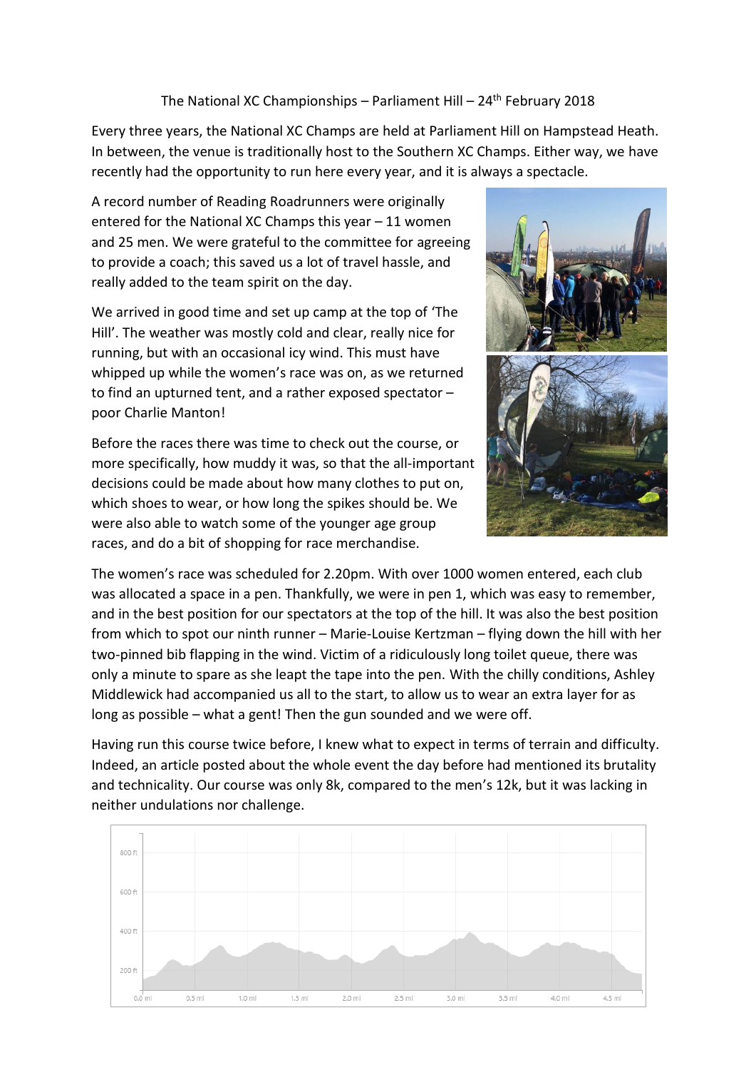The National XC Championships – Parliament Hill – 24th February 2018

Every three years, the National XC Champs are held at Parliament Hill on Hampstead Heath. In between, the venue is traditionally host to the Southern XC Champs. Either way, we have recently had the opportunity to run here every year, and it is always a spectacle.

A record number of Reading Roadrunners were originally entered for the National XC Champs this year – 11 women and 25 men. We were grateful to the committee for agreeing to provide a coach; this saved us a lot of travel hassle, and really added to the team spirit on the day.

We arrived in good time and set up camp at the top of 'The Hill'. The weather was mostly cold and clear, really nice for running, but with an occasional icy wind. This must have whipped up while the women's race was on, as we returned to find an upturned tent, and a rather exposed spectator – poor Charlie Manton!

Before the races there was time to check out the course, or more specifically, how muddy it was, so that the all-important decisions could be made about how many clothes to put on, which shoes to wear, or how long the spikes should be. We were also able to watch some of the younger age group races, and do a bit of shopping for race merchandise.

The women's race was scheduled for 2.20pm. With over 1000 women entered, each club was allocated a space in a pen. Thankfully, we were in pen 1, which was easy to remember, and in the best position for our spectators at the top of the hill. It was also the best position from which to spot our ninth runner – Marie-Louise Kertzman – flying down the hill with her two-pinned bib flapping in the wind. Victim of a ridiculously long toilet queue, there was only a minute to spare as she leapt the tape into the pen. With the chilly conditions, Ashley Middlewick had accompanied us all to the start, to allow us to wear an extra layer for as long as possible – what a gent! Then the gun sounded and we were off.

Having run this course twice before, I knew what to expect in terms of terrain and difficulty. Indeed, an article posted about the whole event the day before had mentioned its brutality and technicality. Our course was only 8k, compared to the men's 12k, but it was lacking in neither undulations nor challenge.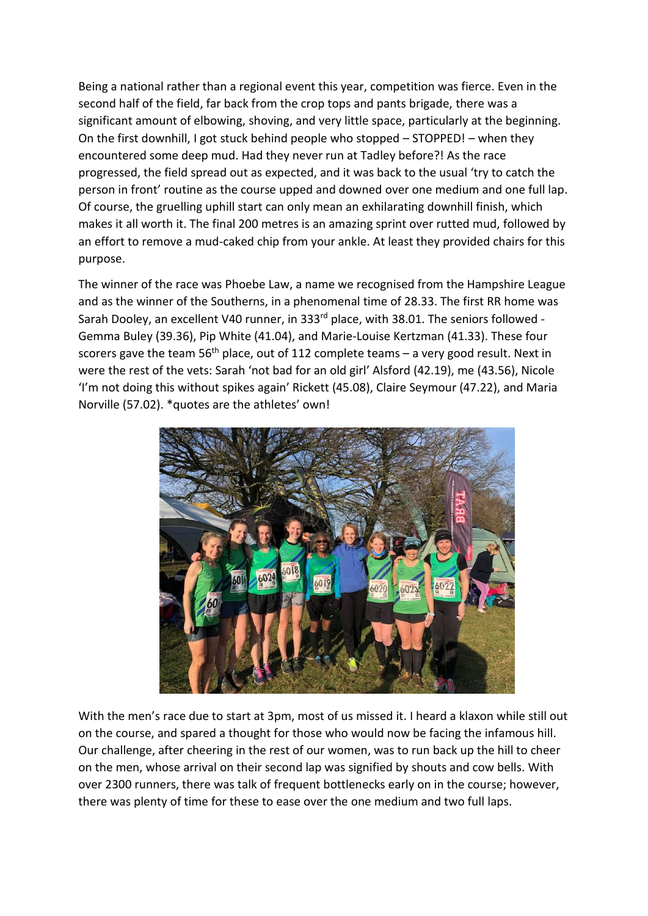Being a national rather than a regional event this year, competition was fierce. Even in the second half of the field, far back from the crop tops and pants brigade, there was a significant amount of elbowing, shoving, and very little space, particularly at the beginning. On the first downhill, I got stuck behind people who stopped – STOPPED! – when they encountered some deep mud. Had they never run at Tadley before?! As the race progressed, the field spread out as expected, and it was back to the usual 'try to catch the person in front' routine as the course upped and downed over one medium and one full lap. Of course, the gruelling uphill start can only mean an exhilarating downhill finish, which makes it all worth it. The final 200 metres is an amazing sprint over rutted mud, followed by an effort to remove a mud-caked chip from your ankle. At least they provided chairs for this purpose.

The winner of the race was Phoebe Law, a name we recognised from the Hampshire League and as the winner of the Southerns, in a phenomenal time of 28.33. The first RR home was Sarah Dooley, an excellent V40 runner, in 333rd place, with 38.01. The seniors followed - Gemma Buley (39.36), Pip White (41.04), and Marie-Louise Kertzman (41.33). These four scorers gave the team 56th place, out of 112 complete teams – a very good result. Next in were the rest of the vets: Sarah 'not bad for an old girl' Alsford (42.19), me (43.56), Nicole 'I'm not doing this without spikes again' Rickett (45.08), Claire Seymour (47.22), and Maria Norville (57.02). *quotes are the athletes' own!

With the men's race due to start at 3pm, most of us missed it. I heard a klaxon while still out on the course, and spared a thought for those who would now be facing the infamous hill. Our challenge, after cheering in the rest of our women, was to run back up the hill to cheer on the men, whose arrival on their second lap was signified by shouts and cow bells. With over 2300 runners, there was talk of frequent bottlenecks early on in the course; however, there was plenty of time for these to ease over the one medium and two full laps.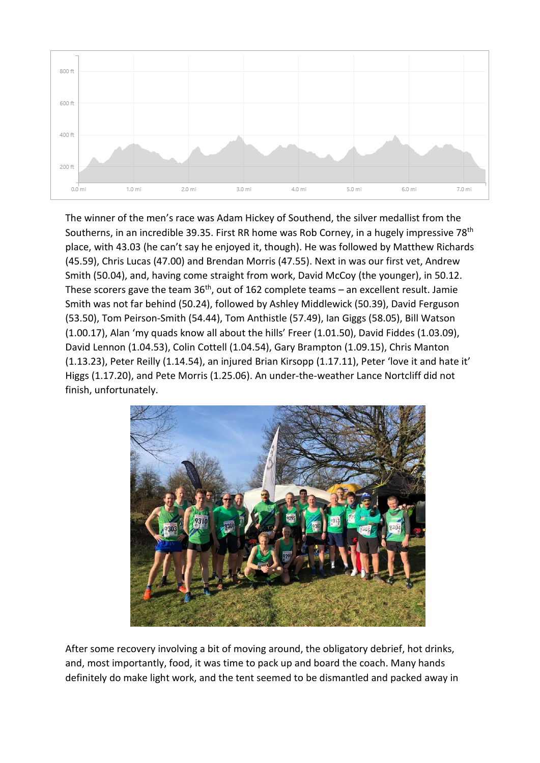The winner of the men's race was Adam Hickey of Southend, the silver medallist from the Southerns, in an incredible 39.35. First RR home was Rob Corney, in a hugely impressive 78th place, with 43.03 (he can't say he enjoyed it, though). He was followed by Matthew Richards (45.59), Chris Lucas (47.00) and Brendan Morris (47.55). Next in was our first vet, Andrew Smith (50.04), and, having come straight from work, David McCoy (the younger), in 50.12. These scorers gave the team 36th, out of 162 complete teams – an excellent result. Jamie Smith was not far behind (50.24), followed by Ashley Middlewick (50.39), David Ferguson (53.50), Tom Peirson-Smith (54.44), Tom Anthistle (57.49), Ian Giggs (58.05), Bill Watson (1.00.17), Alan 'my quads know all about the hills' Freer (1.01.50), David Fiddes (1.03.09), David Lennon (1.04.53), Colin Cottell (1.04.54), Gary Brampton (1.09.15), Chris Manton (1.13.23), Peter Reilly (1.14.54), an injured Brian Kirsopp (1.17.11), Peter 'love it and hate it' Higgs (1.17.20), and Pete Morris (1.25.06). An under-the-weather Lance Nortcliff did not finish, unfortunately.

After some recovery involving a bit of moving around, the obligatory debrief, hot drinks, and, most importantly, food, it was time to pack up and board the coach. Many hands definitely do make light work, and the tent seemed to be dismantled and packed away in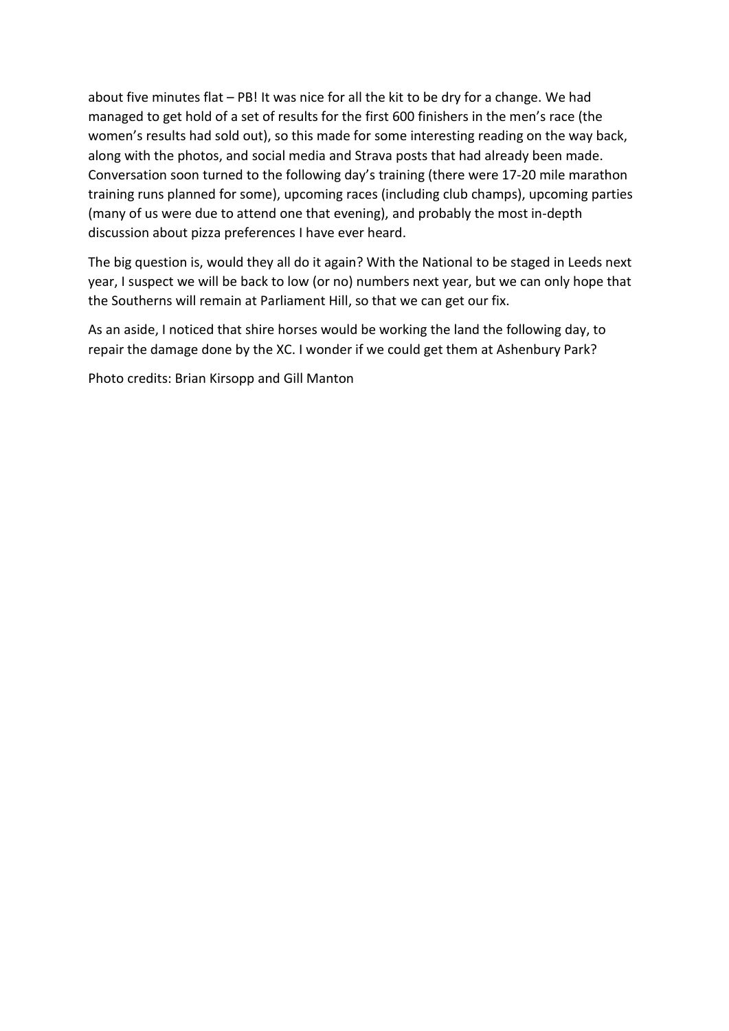about five minutes flat – PB! It was nice for all the kit to be dry for a change. We had managed to get hold of a set of results for the first 600 finishers in the men's race (the women's results had sold out), so this made for some interesting reading on the way back, along with the photos, and social media and Strava posts that had already been made. Conversation soon turned to the following day's training (there were 17-20 mile marathon training runs planned for some), upcoming races (including club champs), upcoming parties (many of us were due to attend one that evening), and probably the most in-depth discussion about pizza preferences I have ever heard.

The big question is, would they all do it again? With the National to be staged in Leeds next year, I suspect we will be back to low (or no) numbers next year, but we can only hope that the Southerns will remain at Parliament Hill, so that we can get our fix.

As an aside, I noticed that shire horses would be working the land the following day, to repair the damage done by the XC. I wonder if we could get them at Ashenbury Park?

Photo credits: Brian Kirsopp and Gill Manton